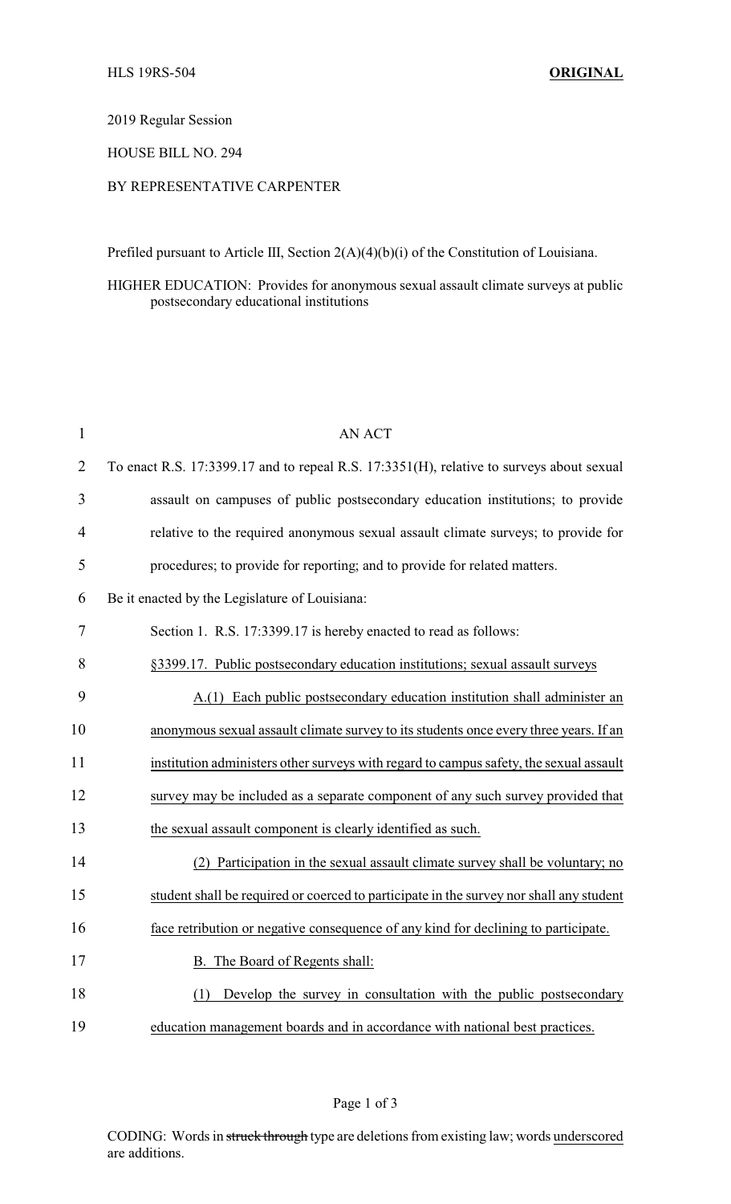HLS 19RS-504 **ORIGINAL**

2019 Regular Session

HOUSE BILL NO. 294

BY REPRESENTATIVE CARPENTER

Prefiled pursuant to Article III, Section 2(A)(4)(b)(i) of the Constitution of Louisiana.

HIGHER EDUCATION: Provides for anonymous sexual assault climate surveys at public postsecondary educational institutions

AN ACT

To enact R.S. 17:3399.17 and to repeal R.S. 17:3351(H), relative to surveys about sexual assault on campuses of public postsecondary education institutions; to provide relative to the required anonymous sexual assault climate surveys; to provide for procedures; to provide for reporting; and to provide for related matters.

Be it enacted by the Legislature of Louisiana:

Section 1. R.S. 17:3399.17 is hereby enacted to read as follows:

<u>§3399.17. Public postsecondary education institutions; sexual assault surveys</u>

<u>A.(1) Each public postsecondary education institution shall administer an anonymous sexual assault climate survey to its students once every three years. If an institution administers other surveys with regard to campus safety, the sexual assault survey may be included as a separate component of any such survey provided that the sexual assault component is clearly identified as such.</u>

<u>(2) Participation in the sexual assault climate survey shall be voluntary; no student shall be required or coerced to participate in the survey nor shall any student face retribution or negative consequence of any kind for declining to participate.</u>

<u>B. The Board of Regents shall:</u>

<u>(1) Develop the survey in consultation with the public postsecondary education management boards and in accordance with national best practices.</u>

CODING: Words in ~~struck through~~ type are deletions from existing law; words <u>underscored</u> are additions.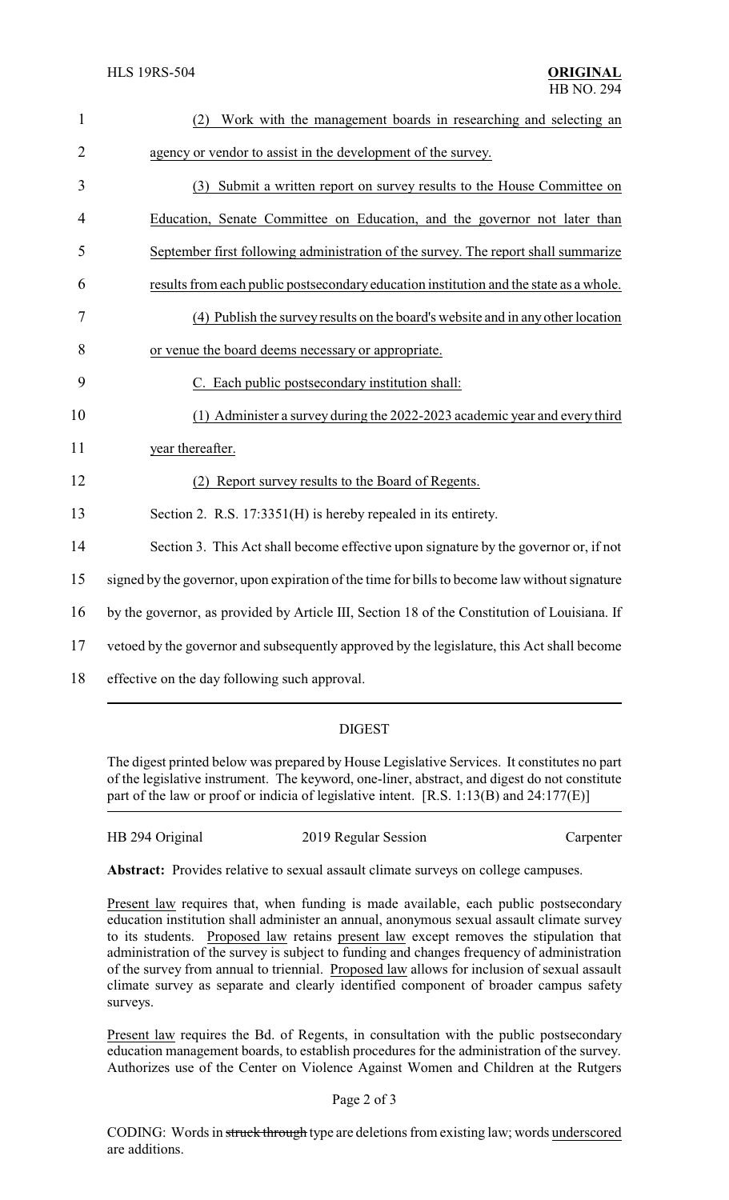(2) Work with the management boards in researching and selecting an agency or vendor to assist in the development of the survey.

(3) Submit a written report on survey results to the House Committee on Education, Senate Committee on Education, and the governor not later than September first following administration of the survey. The report shall summarize results from each public postsecondary education institution and the state as a whole.

(4) Publish the survey results on the board's website and in any other location or venue the board deems necessary or appropriate.

C. Each public postsecondary institution shall:

(1) Administer a survey during the 2022-2023 academic year and every third year thereafter.

(2) Report survey results to the Board of Regents.

Section 2. R.S. 17:3351(H) is hereby repealed in its entirety.

Section 3. This Act shall become effective upon signature by the governor or, if not signed by the governor, upon expiration of the time for bills to become law without signature by the governor, as provided by Article III, Section 18 of the Constitution of Louisiana. If vetoed by the governor and subsequently approved by the legislature, this Act shall become effective on the day following such approval.

## DIGEST

The digest printed below was prepared by House Legislative Services. It constitutes no part of the legislative instrument. The keyword, one-liner, abstract, and digest do not constitute part of the law or proof or indicia of legislative intent. [R.S. 1:13(B) and 24:177(E)]

HB 294 Original — 2019 Regular Session — Carpenter

**Abstract:** Provides relative to sexual assault climate surveys on college campuses.

Present law requires that, when funding is made available, each public postsecondary education institution shall administer an annual, anonymous sexual assault climate survey to its students. Proposed law retains present law except removes the stipulation that administration of the survey is subject to funding and changes frequency of administration of the survey from annual to triennial. Proposed law allows for inclusion of sexual assault climate survey as separate and clearly identified component of broader campus safety surveys.

Present law requires the Bd. of Regents, in consultation with the public postsecondary education management boards, to establish procedures for the administration of the survey. Authorizes use of the Center on Violence Against Women and Children at the Rutgers

CODING: Words in ~~struck through~~ type are deletions from existing law; words underscored are additions.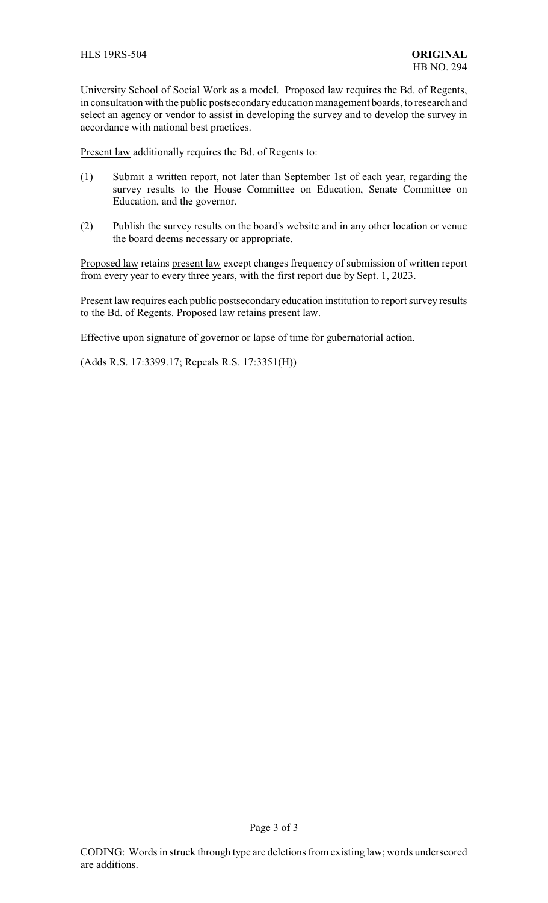University School of Social Work as a model. Proposed law requires the Bd. of Regents, in consultation with the public postsecondary education management boards, to research and select an agency or vendor to assist in developing the survey and to develop the survey in accordance with national best practices.

Present law additionally requires the Bd. of Regents to:

(1) Submit a written report, not later than September 1st of each year, regarding the survey results to the House Committee on Education, Senate Committee on Education, and the governor.

(2) Publish the survey results on the board's website and in any other location or venue the board deems necessary or appropriate.

Proposed law retains present law except changes frequency of submission of written report from every year to every three years, with the first report due by Sept. 1, 2023.

Present law requires each public postsecondary education institution to report survey results to the Bd. of Regents. Proposed law retains present law.

Effective upon signature of governor or lapse of time for gubernatorial action.

(Adds R.S. 17:3399.17; Repeals R.S. 17:3351(H))

CODING: Words in ~~struck through~~ type are deletions from existing law; words underscored are additions.